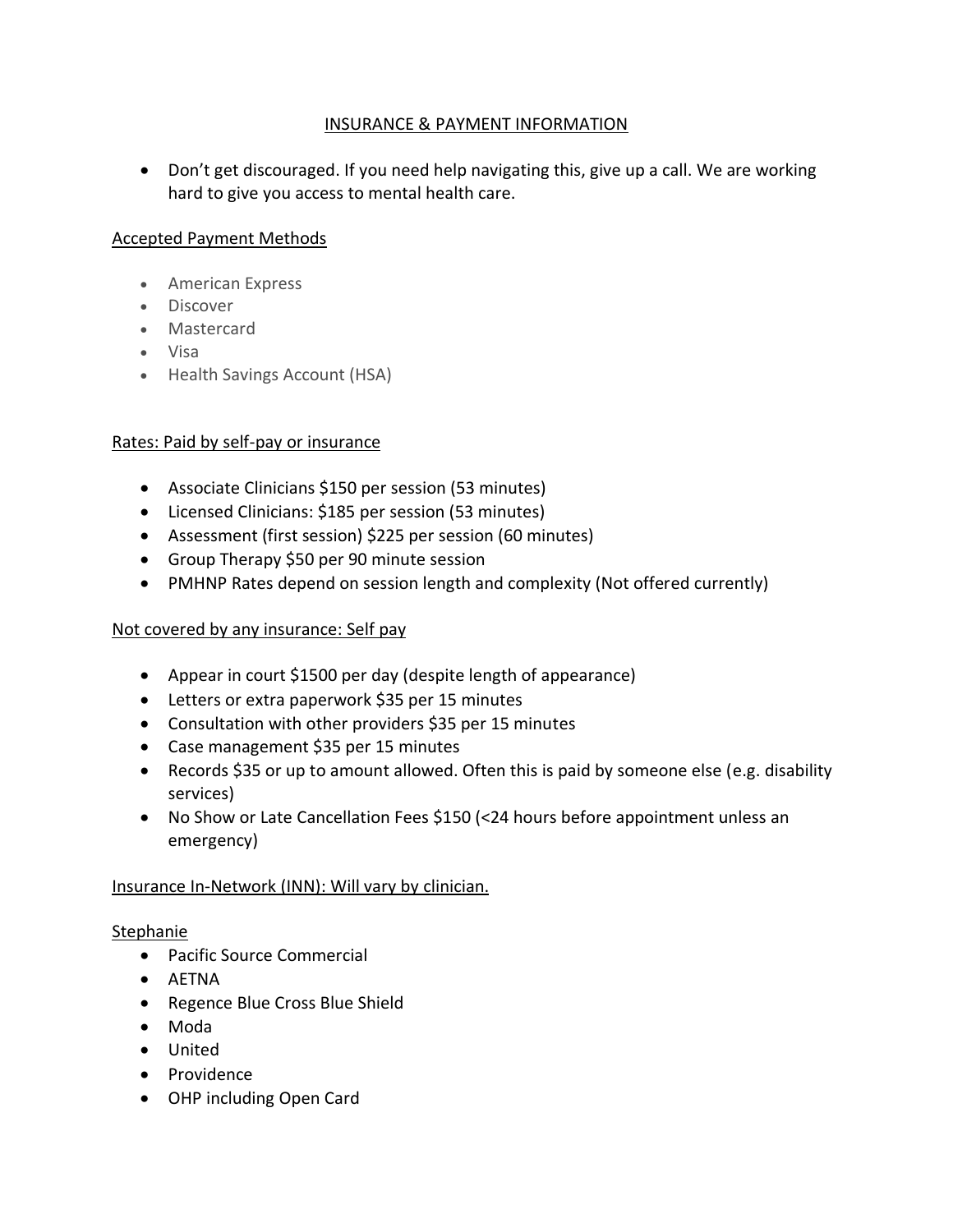# INSURANCE & PAYMENT INFORMATION

- Don't get discouraged. If you need help navigating this, give up a call. We are working hard to give you access to mental health care.

## Accepted Payment Methods

- American Express
- Discover
- Mastercard
- Visa
- Health Savings Account (HSA)

## Rates: Paid by self-pay or insurance

- Associate Clinicians $150 per session (53 minutes)
- Licensed Clinicians: $185 per session (53 minutes)
- Assessment (first session) $225 per session (60 minutes)
- Group Therapy $50 per 90 minute session
- PMHNP Rates depend on session length and complexity (Not offered currently)

## Not covered by any insurance: Self pay

- Appear in court $1500 per day (despite length of appearance)
- Letters or extra paperwork $35 per 15 minutes
- Consultation with other providers $35 per 15 minutes
- Case management $35 per 15 minutes
- Records $35 or up to amount allowed. Often this is paid by someone else (e.g. disability services)
- No Show or Late Cancellation Fees $150 (<24 hours before appointment unless an emergency)

## Insurance In-Network (INN): Will vary by clinician.

### Stephanie

- Pacific Source Commercial
- AETNA
- Regence Blue Cross Blue Shield
- Moda
- United
- Providence
- OHP including Open Card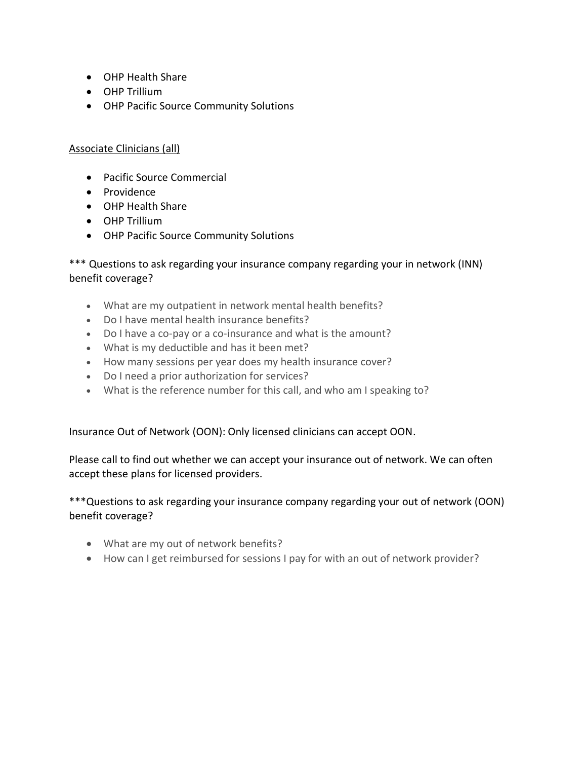- OHP Health Share
- OHP Trillium
- OHP Pacific Source Community Solutions

<u>Associate Clinicians (all)</u>

- Pacific Source Commercial
- Providence
- OHP Health Share
- OHP Trillium
- OHP Pacific Source Community Solutions

*** Questions to ask regarding your insurance company regarding your in network (INN) benefit coverage?

- What are my outpatient in network mental health benefits?
- Do I have mental health insurance benefits?
- Do I have a co-pay or a co-insurance and what is the amount?
- What is my deductible and has it been met?
- How many sessions per year does my health insurance cover?
- Do I need a prior authorization for services?
- What is the reference number for this call, and who am I speaking to?

<u>Insurance Out of Network (OON): Only licensed clinicians can accept OON.</u>

Please call to find out whether we can accept your insurance out of network. We can often accept these plans for licensed providers.

***Questions to ask regarding your insurance company regarding your out of network (OON) benefit coverage?

- What are my out of network benefits?
- How can I get reimbursed for sessions I pay for with an out of network provider?